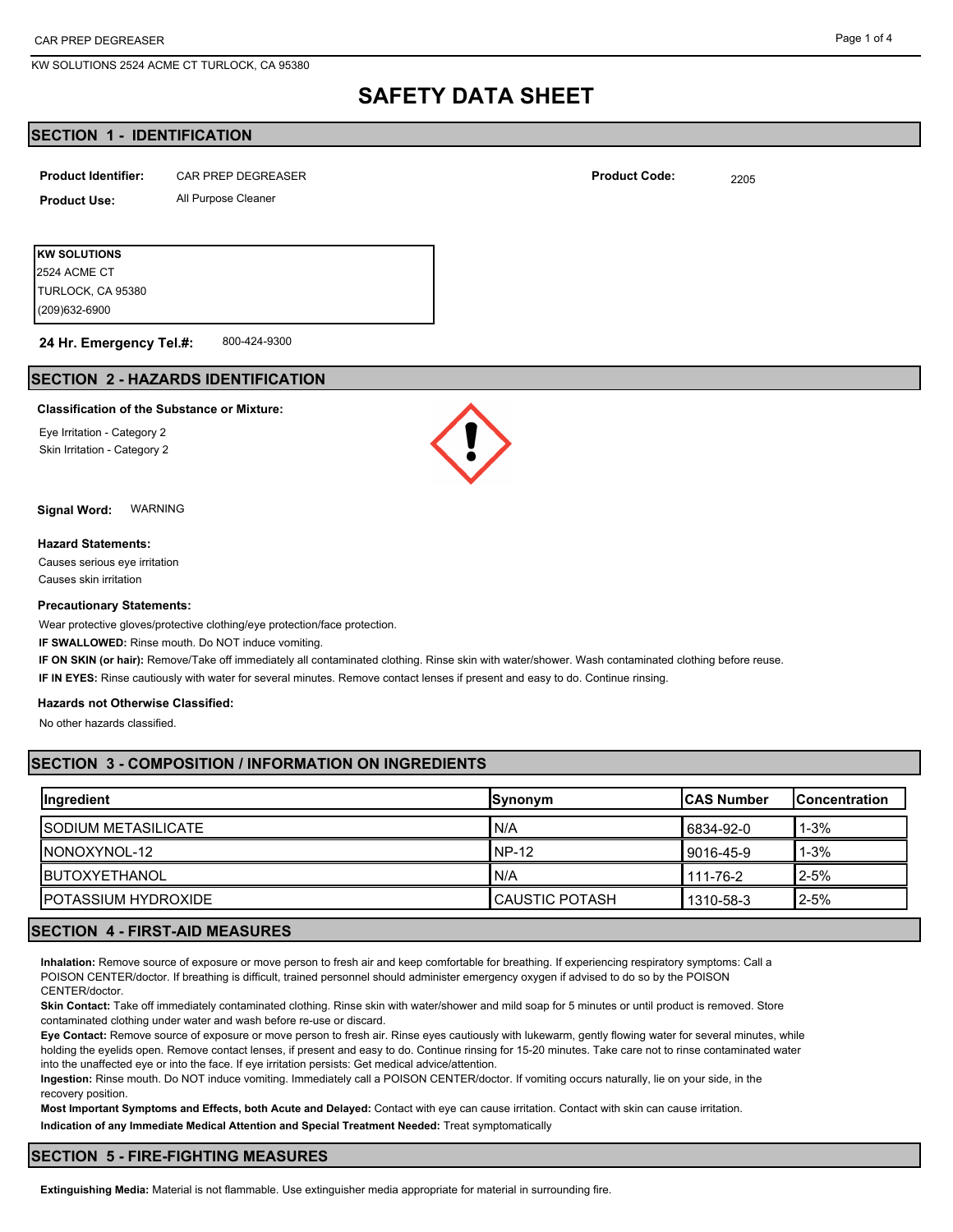# SAFETY DATA SHEET

## SECTION 1 - IDENTIFICATION

**Product Identifier:** CAR PREP DEGREASER

**Product Code:** 2205

**Product Use:** All Purpose Cleaner

**KW SOLUTIONS**
2524 ACME CT
TURLOCK, CA 95380
(209)632-6900

**24 Hr. Emergency Tel.#:** 800-424-9300

## SECTION 2 - HAZARDS IDENTIFICATION

**Classification of the Substance or Mixture:**

Eye Irritation - Category 2
Skin Irritation - Category 2

**Signal Word:** WARNING

**Hazard Statements:**

Causes serious eye irritation
Causes skin irritation

**Precautionary Statements:**

Wear protective gloves/protective clothing/eye protection/face protection.

**IF SWALLOWED:** Rinse mouth. Do NOT induce vomiting.

**IF ON SKIN (or hair):** Remove/Take off immediately all contaminated clothing. Rinse skin with water/shower. Wash contaminated clothing before reuse.

**IF IN EYES:** Rinse cautiously with water for several minutes. Remove contact lenses if present and easy to do. Continue rinsing.

**Hazards not Otherwise Classified:**

No other hazards classified.

## SECTION 3 - COMPOSITION / INFORMATION ON INGREDIENTS

| Ingredient | Synonym | CAS Number | Concentration |
|---|---|---|---|
| SODIUM METASILICATE | N/A | 6834-92-0 | 1-3% |
| NONOXYNOL-12 | NP-12 | 9016-45-9 | 1-3% |
| BUTOXYETHANOL | N/A | 111-76-2 | 2-5% |
| POTASSIUM HYDROXIDE | CAUSTIC POTASH | 1310-58-3 | 2-5% |

## SECTION 4 - FIRST-AID MEASURES

**Inhalation:** Remove source of exposure or move person to fresh air and keep comfortable for breathing. If experiencing respiratory symptoms: Call a POISON CENTER/doctor. If breathing is difficult, trained personnel should administer emergency oxygen if advised to do so by the POISON CENTER/doctor.

**Skin Contact:** Take off immediately contaminated clothing. Rinse skin with water/shower and mild soap for 5 minutes or until product is removed. Store contaminated clothing under water and wash before re-use or discard.

**Eye Contact:** Remove source of exposure or move person to fresh air. Rinse eyes cautiously with lukewarm, gently flowing water for several minutes, while holding the eyelids open. Remove contact lenses, if present and easy to do. Continue rinsing for 15-20 minutes. Take care not to rinse contaminated water into the unaffected eye or into the face. If eye irritation persists: Get medical advice/attention.

**Ingestion:** Rinse mouth. Do NOT induce vomiting. Immediately call a POISON CENTER/doctor. If vomiting occurs naturally, lie on your side, in the recovery position.

**Most Important Symptoms and Effects, both Acute and Delayed:** Contact with eye can cause irritation. Contact with skin can cause irritation.

**Indication of any Immediate Medical Attention and Special Treatment Needed:** Treat symptomatically

## SECTION 5 - FIRE-FIGHTING MEASURES

**Extinguishing Media:** Material is not flammable. Use extinguisher media appropriate for material in surrounding fire.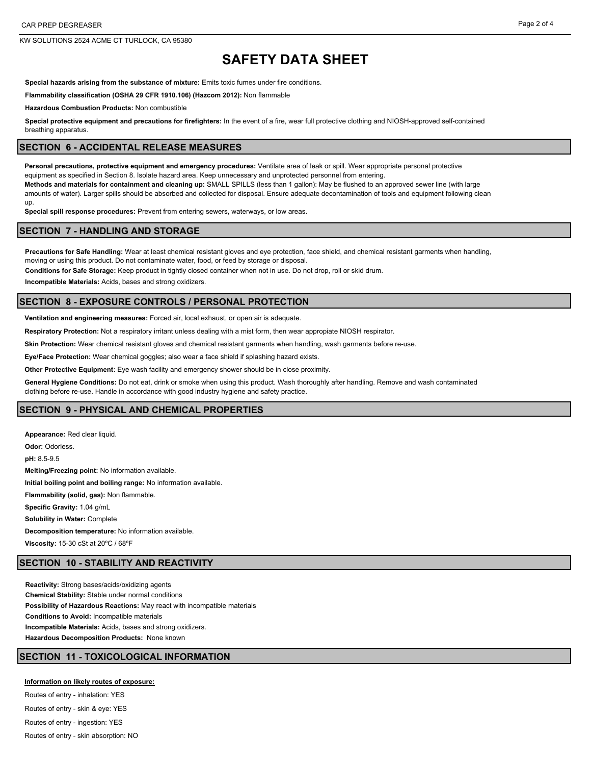# SAFETY DATA SHEET

**Special hazards arising from the substance of mixture:** Emits toxic fumes under fire conditions.

**Flammability classification (OSHA 29 CFR 1910.106) (Hazcom 2012):** Non flammable

**Hazardous Combustion Products:** Non combustible

**Special protective equipment and precautions for firefighters:** In the event of a fire, wear full protective clothing and NIOSH-approved self-contained breathing apparatus.

## SECTION 6 - ACCIDENTAL RELEASE MEASURES

**Personal precautions, protective equipment and emergency procedures:** Ventilate area of leak or spill. Wear appropriate personal protective equipment as specified in Section 8. Isolate hazard area. Keep unnecessary and unprotected personnel from entering.

**Methods and materials for containment and cleaning up:** SMALL SPILLS (less than 1 gallon): May be flushed to an approved sewer line (with large amounts of water). Larger spills should be absorbed and collected for disposal. Ensure adequate decontamination of tools and equipment following clean up.

**Special spill response procedures:** Prevent from entering sewers, waterways, or low areas.

## SECTION 7 - HANDLING AND STORAGE

**Precautions for Safe Handling:** Wear at least chemical resistant gloves and eye protection, face shield, and chemical resistant garments when handling, moving or using this product. Do not contaminate water, food, or feed by storage or disposal.

**Conditions for Safe Storage:** Keep product in tightly closed container when not in use. Do not drop, roll or skid drum.

**Incompatible Materials:** Acids, bases and strong oxidizers.

## SECTION 8 - EXPOSURE CONTROLS / PERSONAL PROTECTION

**Ventilation and engineering measures:** Forced air, local exhaust, or open air is adequate.

**Respiratory Protection:** Not a respiratory irritant unless dealing with a mist form, then wear appropiate NIOSH respirator.

**Skin Protection:** Wear chemical resistant gloves and chemical resistant garments when handling, wash garments before re-use.

**Eye/Face Protection:** Wear chemical goggles; also wear a face shield if splashing hazard exists.

**Other Protective Equipment:** Eye wash facility and emergency shower should be in close proximity.

**General Hygiene Conditions:** Do not eat, drink or smoke when using this product. Wash thoroughly after handling. Remove and wash contaminated clothing before re-use. Handle in accordance with good industry hygiene and safety practice.

## SECTION 9 - PHYSICAL AND CHEMICAL PROPERTIES

**Appearance:** Red clear liquid.

**Odor:** Odorless.

**pH:** 8.5-9.5

**Melting/Freezing point:** No information available.

**Initial boiling point and boiling range:** No information available.

**Flammability (solid, gas):** Non flammable.

**Specific Gravity:** 1.04 g/mL

**Solubility in Water:** Complete

**Decomposition temperature:** No information available.

**Viscosity:** 15-30 cSt at 20ºC / 68ºF

## SECTION 10 - STABILITY AND REACTIVITY

**Reactivity:** Strong bases/acids/oxidizing agents

**Chemical Stability:** Stable under normal conditions

**Possibility of Hazardous Reactions:** May react with incompatible materials

**Conditions to Avoid:** Incompatible materials

**Incompatible Materials:** Acids, bases and strong oxidizers.

**Hazardous Decomposition Products:** None known

## SECTION 11 - TOXICOLOGICAL INFORMATION

**Information on likely routes of exposure:**

Routes of entry - inhalation: YES

Routes of entry - skin & eye: YES

Routes of entry - ingestion: YES

Routes of entry - skin absorption: NO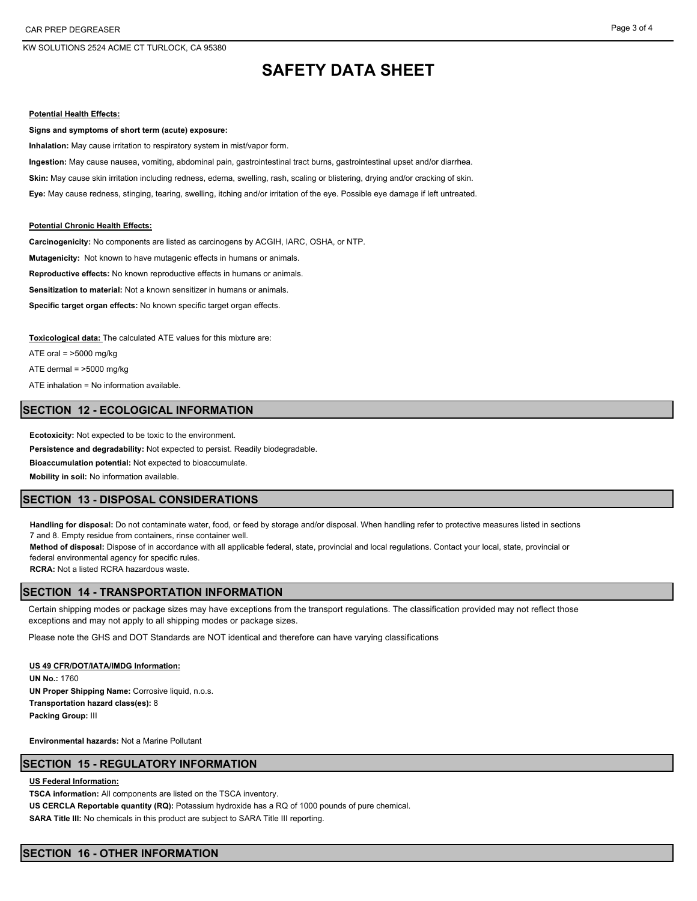**Potential Health Effects:**

**Signs and symptoms of short term (acute) exposure:**

**Inhalation:** May cause irritation to respiratory system in mist/vapor form.

**Ingestion:** May cause nausea, vomiting, abdominal pain, gastrointestinal tract burns, gastrointestinal upset and/or diarrhea.

**Skin:** May cause skin irritation including redness, edema, swelling, rash, scaling or blistering, drying and/or cracking of skin.

**Eye:** May cause redness, stinging, tearing, swelling, itching and/or irritation of the eye. Possible eye damage if left untreated.

**Potential Chronic Health Effects:**

**Carcinogenicity:** No components are listed as carcinogens by ACGIH, IARC, OSHA, or NTP.

**Mutagenicity:** Not known to have mutagenic effects in humans or animals.

**Reproductive effects:** No known reproductive effects in humans or animals.

**Sensitization to material:** Not a known sensitizer in humans or animals.

**Specific target organ effects:** No known specific target organ effects.

**Toxicological data:** The calculated ATE values for this mixture are:

ATE oral = >5000 mg/kg

ATE dermal = >5000 mg/kg

ATE inhalation = No information available.

## SECTION 12 - ECOLOGICAL INFORMATION

**Ecotoxicity:** Not expected to be toxic to the environment.

**Persistence and degradability:** Not expected to persist. Readily biodegradable.

**Bioaccumulation potential:** Not expected to bioaccumulate.

**Mobility in soil:** No information available.

## SECTION 13 - DISPOSAL CONSIDERATIONS

**Handling for disposal:** Do not contaminate water, food, or feed by storage and/or disposal. When handling refer to protective measures listed in sections 7 and 8. Empty residue from containers, rinse container well.

**Method of disposal:** Dispose of in accordance with all applicable federal, state, provincial and local regulations. Contact your local, state, provincial or federal environmental agency for specific rules.

**RCRA:** Not a listed RCRA hazardous waste.

## SECTION 14 - TRANSPORTATION INFORMATION

Certain shipping modes or package sizes may have exceptions from the transport regulations. The classification provided may not reflect those exceptions and may not apply to all shipping modes or package sizes.

Please note the GHS and DOT Standards are NOT identical and therefore can have varying classifications

**US 49 CFR/DOT/IATA/IMDG Information:**

**UN No.:** 1760

**UN Proper Shipping Name:** Corrosive liquid, n.o.s.

**Transportation hazard class(es):** 8

**Packing Group:** III

**Environmental hazards:** Not a Marine Pollutant

## SECTION 15 - REGULATORY INFORMATION

**US Federal Information:**

**TSCA information:** All components are listed on the TSCA inventory.

**US CERCLA Reportable quantity (RQ):** Potassium hydroxide has a RQ of 1000 pounds of pure chemical.

**SARA Title III:** No chemicals in this product are subject to SARA Title III reporting.

## SECTION 16 - OTHER INFORMATION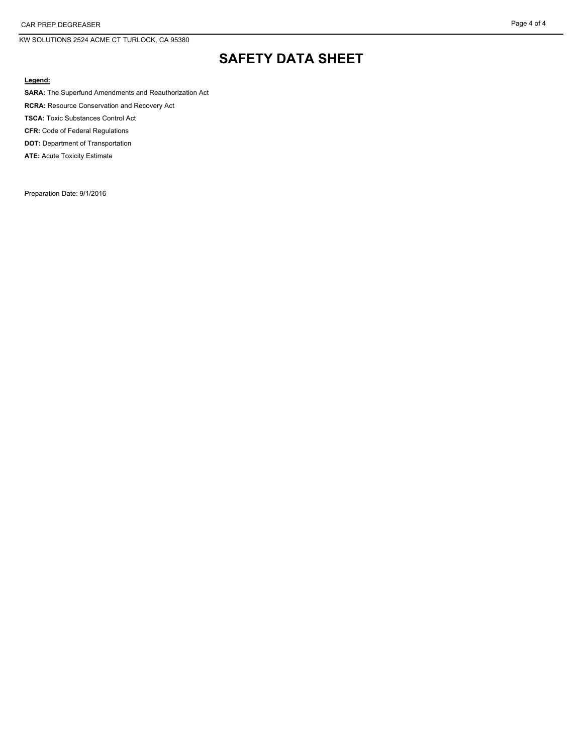# SAFETY DATA SHEET

**Legend:**

**SARA:** The Superfund Amendments and Reauthorization Act

**RCRA:** Resource Conservation and Recovery Act

**TSCA:** Toxic Substances Control Act

**CFR:** Code of Federal Regulations

**DOT:** Department of Transportation

**ATE:** Acute Toxicity Estimate

Preparation Date: 9/1/2016